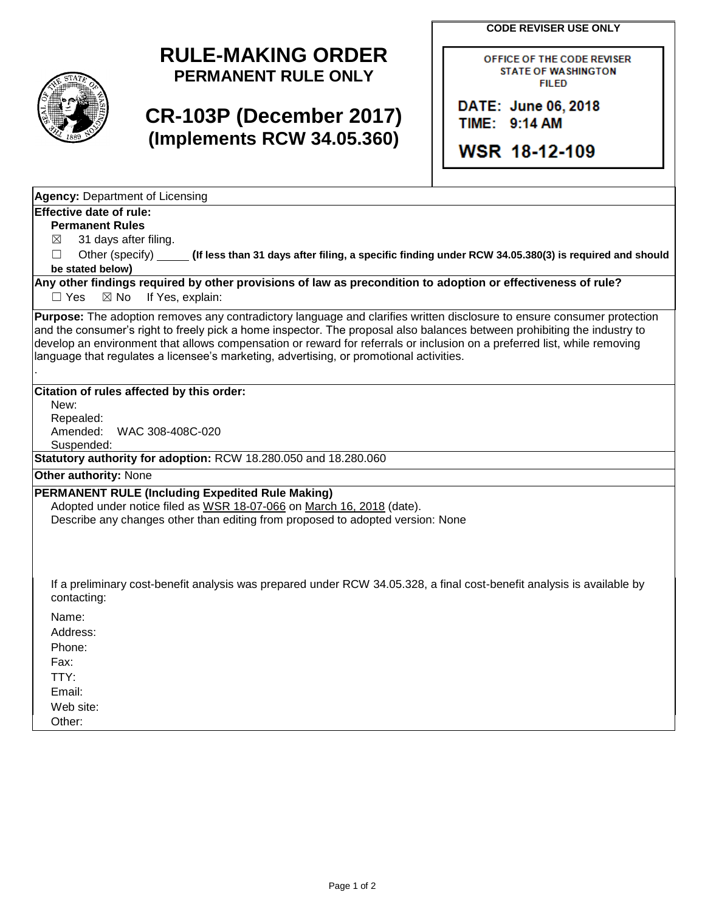# RULE-MAKING ORDER

**PERMANENT RULE ONLY**

# CR-103P (December 2017)

**(Implements RCW 34.05.360)**

**CODE REVISER USE ONLY**

OFFICE OF THE CODE REVISER
STATE OF WASHINGTON
FILED

DATE: June 06, 2018
TIME: 9:14 AM

WSR 18-12-109

**Agency:** Department of Licensing

**Effective date of rule:**

**Permanent Rules**

☒ 31 days after filing.

☐ Other (specify) _____ **(If less than 31 days after filing, a specific finding under RCW 34.05.380(3) is required and should be stated below)**

**Any other findings required by other provisions of law as precondition to adoption or effectiveness of rule?**

☐ Yes ☒ No If Yes, explain:

**Purpose:** The adoption removes any contradictory language and clarifies written disclosure to ensure consumer protection and the consumer's right to freely pick a home inspector. The proposal also balances between prohibiting the industry to develop an environment that allows compensation or reward for referrals or inclusion on a preferred list, while removing language that regulates a licensee's marketing, advertising, or promotional activities.

.

**Citation of rules affected by this order:**

New:
Repealed:
Amended: WAC 308-408C-020
Suspended:

**Statutory authority for adoption:** RCW 18.280.050 and 18.280.060

**Other authority:** None

**PERMANENT RULE (Including Expedited Rule Making)**

Adopted under notice filed as WSR 18-07-066 on March 16, 2018 (date).

Describe any changes other than editing from proposed to adopted version: None

If a preliminary cost-benefit analysis was prepared under RCW 34.05.328, a final cost-benefit analysis is available by contacting:

Name:
Address:
Phone:
Fax:
TTY:
Email:
Web site:
Other: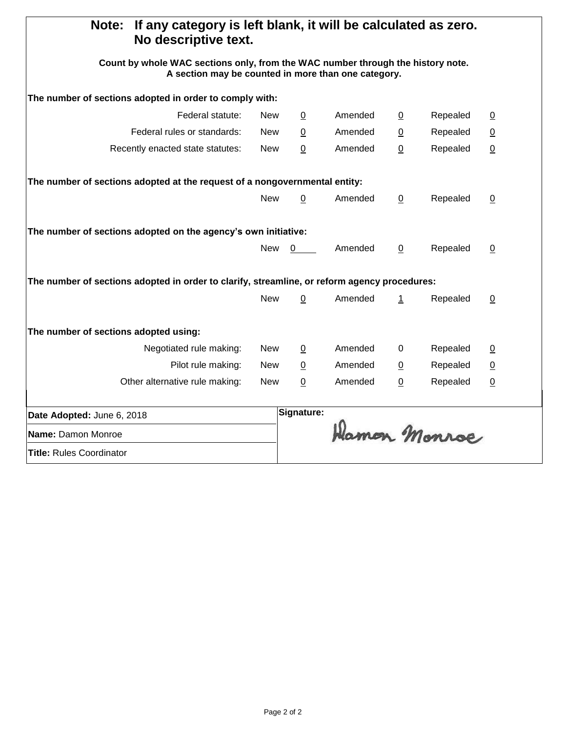**Note: If any category is left blank, it will be calculated as zero. No descriptive text.**

**Count by whole WAC sections only, from the WAC number through the history note. A section may be counted in more than one category.**

**The number of sections adopted in order to comply with:**

| | | | | | | |
|---|---|---|---|---|---|---|
| Federal statute: | New | 0 | Amended | 0 | Repealed | 0 |
| Federal rules or standards: | New | 0 | Amended | 0 | Repealed | 0 |
| Recently enacted state statutes: | New | 0 | Amended | 0 | Repealed | 0 |

**The number of sections adopted at the request of a nongovernmental entity:**

| | | | | | |
|---|---|---|---|---|---|
| New | 0 | Amended | 0 | Repealed | 0 |

**The number of sections adopted on the agency's own initiative:**

| | | | | | |
|---|---|---|---|---|---|
| New | 0 | Amended | 0 | Repealed | 0 |

**The number of sections adopted in order to clarify, streamline, or reform agency procedures:**

| | | | | | |
|---|---|---|---|---|---|
| New | 0 | Amended | 1 | Repealed | 0 |

**The number of sections adopted using:**

| | | | | | | |
|---|---|---|---|---|---|---|
| Negotiated rule making: | New | 0 | Amended | 0 | Repealed | 0 |
| Pilot rule making: | New | 0 | Amended | 0 | Repealed | 0 |
| Other alternative rule making: | New | 0 | Amended | 0 | Repealed | 0 |

**Date Adopted:** June 6, 2018

**Name:** Damon Monroe

**Title:** Rules Coordinator

**Signature:** Damon Monroe